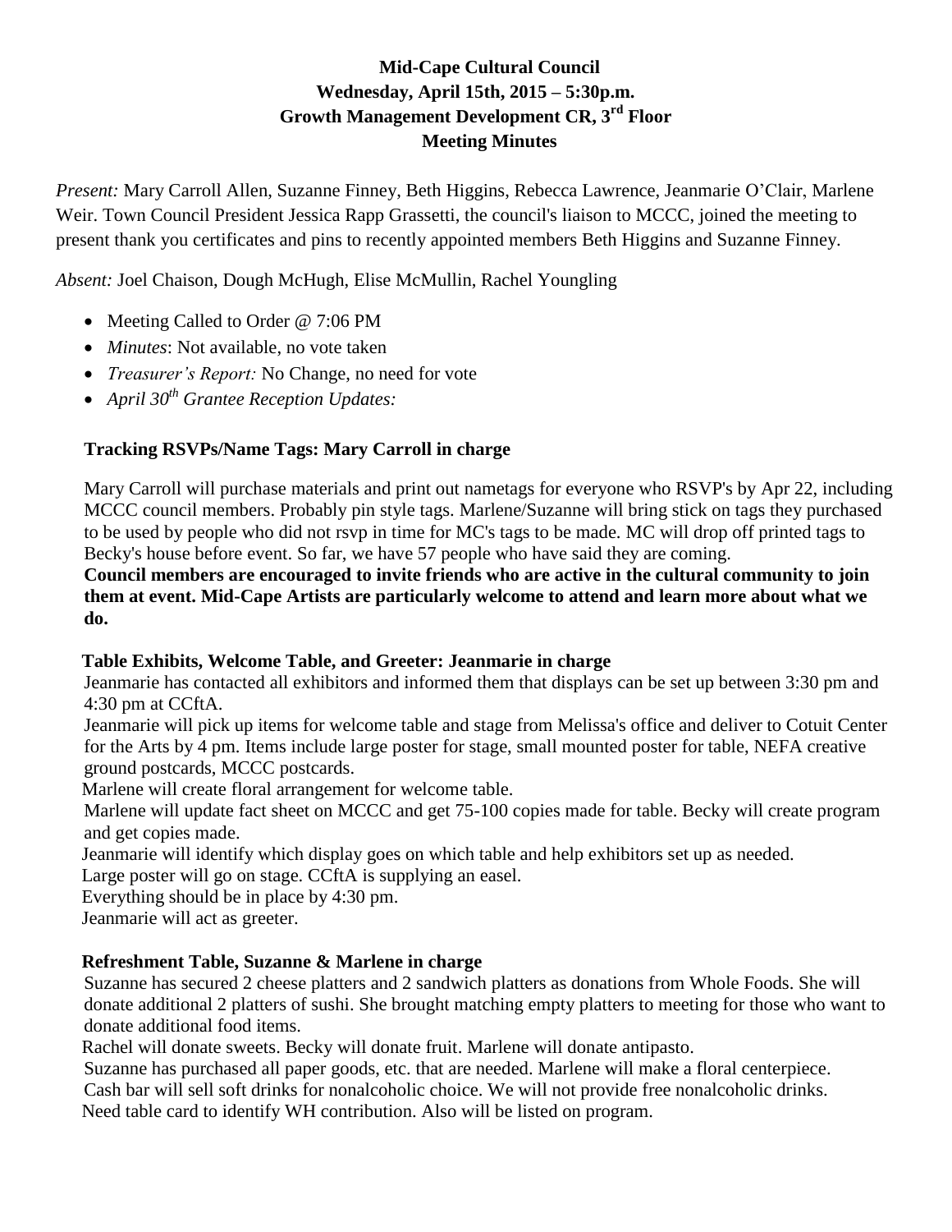**Mid-Cape Cultural Council**
**Wednesday, April 15th, 2015 – 5:30p.m.**
**Growth Management Development CR, 3rd Floor**
**Meeting Minutes**

*Present:* Mary Carroll Allen, Suzanne Finney, Beth Higgins, Rebecca Lawrence, Jeanmarie O'Clair, Marlene Weir. Town Council President Jessica Rapp Grassetti, the council's liaison to MCCC, joined the meeting to present thank you certificates and pins to recently appointed members Beth Higgins and Suzanne Finney.

*Absent:* Joel Chaison, Dough McHugh, Elise McMullin, Rachel Youngling

- Meeting Called to Order @ 7:06 PM
- *Minutes*: Not available, no vote taken
- *Treasurer's Report:* No Change, no need for vote
- *April 30th Grantee Reception Updates:*

**Tracking RSVPs/Name Tags: Mary Carroll in charge**

Mary Carroll will purchase materials and print out nametags for everyone who RSVP's by Apr 22, including MCCC council members. Probably pin style tags. Marlene/Suzanne will bring stick on tags they purchased to be used by people who did not rsvp in time for MC's tags to be made. MC will drop off printed tags to Becky's house before event. So far, we have 57 people who have said they are coming.

**Council members are encouraged to invite friends who are active in the cultural community to join them at event. Mid-Cape Artists are particularly welcome to attend and learn more about what we do.**

**Table Exhibits, Welcome Table, and Greeter: Jeanmarie in charge**

Jeanmarie has contacted all exhibitors and informed them that displays can be set up between 3:30 pm and 4:30 pm at CCftA.

Jeanmarie will pick up items for welcome table and stage from Melissa's office and deliver to Cotuit Center for the Arts by 4 pm. Items include large poster for stage, small mounted poster for table, NEFA creative ground postcards, MCCC postcards.

Marlene will create floral arrangement for welcome table.

Marlene will update fact sheet on MCCC and get 75-100 copies made for table. Becky will create program and get copies made.

Jeanmarie will identify which display goes on which table and help exhibitors set up as needed.

Large poster will go on stage. CCftA is supplying an easel.

Everything should be in place by 4:30 pm.

Jeanmarie will act as greeter.

**Refreshment Table, Suzanne & Marlene in charge**

Suzanne has secured 2 cheese platters and 2 sandwich platters as donations from Whole Foods. She will donate additional 2 platters of sushi. She brought matching empty platters to meeting for those who want to donate additional food items.

Rachel will donate sweets. Becky will donate fruit. Marlene will donate antipasto.

Suzanne has purchased all paper goods, etc. that are needed. Marlene will make a floral centerpiece.

Cash bar will sell soft drinks for nonalcoholic choice. We will not provide free nonalcoholic drinks.

Need table card to identify WH contribution. Also will be listed on program.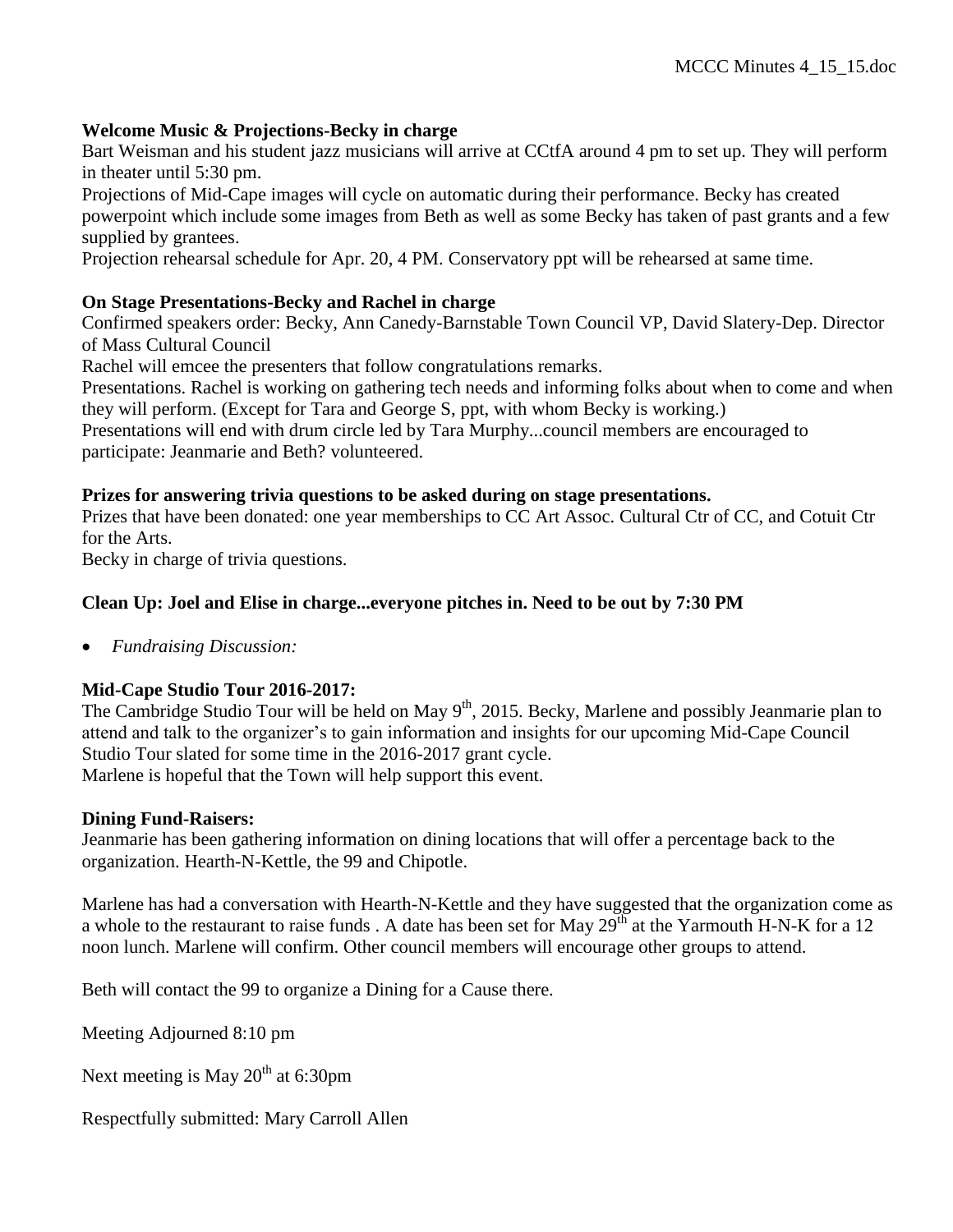**Welcome Music & Projections-Becky in charge**

Bart Weisman and his student jazz musicians will arrive at CCtfA around 4 pm to set up. They will perform in theater until 5:30 pm.

Projections of Mid-Cape images will cycle on automatic during their performance. Becky has created powerpoint which include some images from Beth as well as some Becky has taken of past grants and a few supplied by grantees.

Projection rehearsal schedule for Apr. 20, 4 PM. Conservatory ppt will be rehearsed at same time.

**On Stage Presentations-Becky and Rachel in charge**

Confirmed speakers order: Becky, Ann Canedy-Barnstable Town Council VP, David Slatery-Dep. Director of Mass Cultural Council

Rachel will emcee the presenters that follow congratulations remarks.

Presentations. Rachel is working on gathering tech needs and informing folks about when to come and when they will perform. (Except for Tara and George S, ppt, with whom Becky is working.)

Presentations will end with drum circle led by Tara Murphy...council members are encouraged to participate: Jeanmarie and Beth? volunteered.

**Prizes for answering trivia questions to be asked during on stage presentations.**

Prizes that have been donated: one year memberships to CC Art Assoc. Cultural Ctr of CC, and Cotuit Ctr for the Arts.

Becky in charge of trivia questions.

**Clean Up: Joel and Elise in charge...everyone pitches in. Need to be out by 7:30 PM**

- *Fundraising Discussion:*

**Mid-Cape Studio Tour 2016-2017:**

The Cambridge Studio Tour will be held on May 9th, 2015. Becky, Marlene and possibly Jeanmarie plan to attend and talk to the organizer's to gain information and insights for our upcoming Mid-Cape Council Studio Tour slated for some time in the 2016-2017 grant cycle.

Marlene is hopeful that the Town will help support this event.

**Dining Fund-Raisers:**

Jeanmarie has been gathering information on dining locations that will offer a percentage back to the organization. Hearth-N-Kettle, the 99 and Chipotle.

Marlene has had a conversation with Hearth-N-Kettle and they have suggested that the organization come as a whole to the restaurant to raise funds . A date has been set for May 29th at the Yarmouth H-N-K for a 12 noon lunch. Marlene will confirm. Other council members will encourage other groups to attend.

Beth will contact the 99 to organize a Dining for a Cause there.

Meeting Adjourned 8:10 pm

Next meeting is May 20th at 6:30pm

Respectfully submitted: Mary Carroll Allen